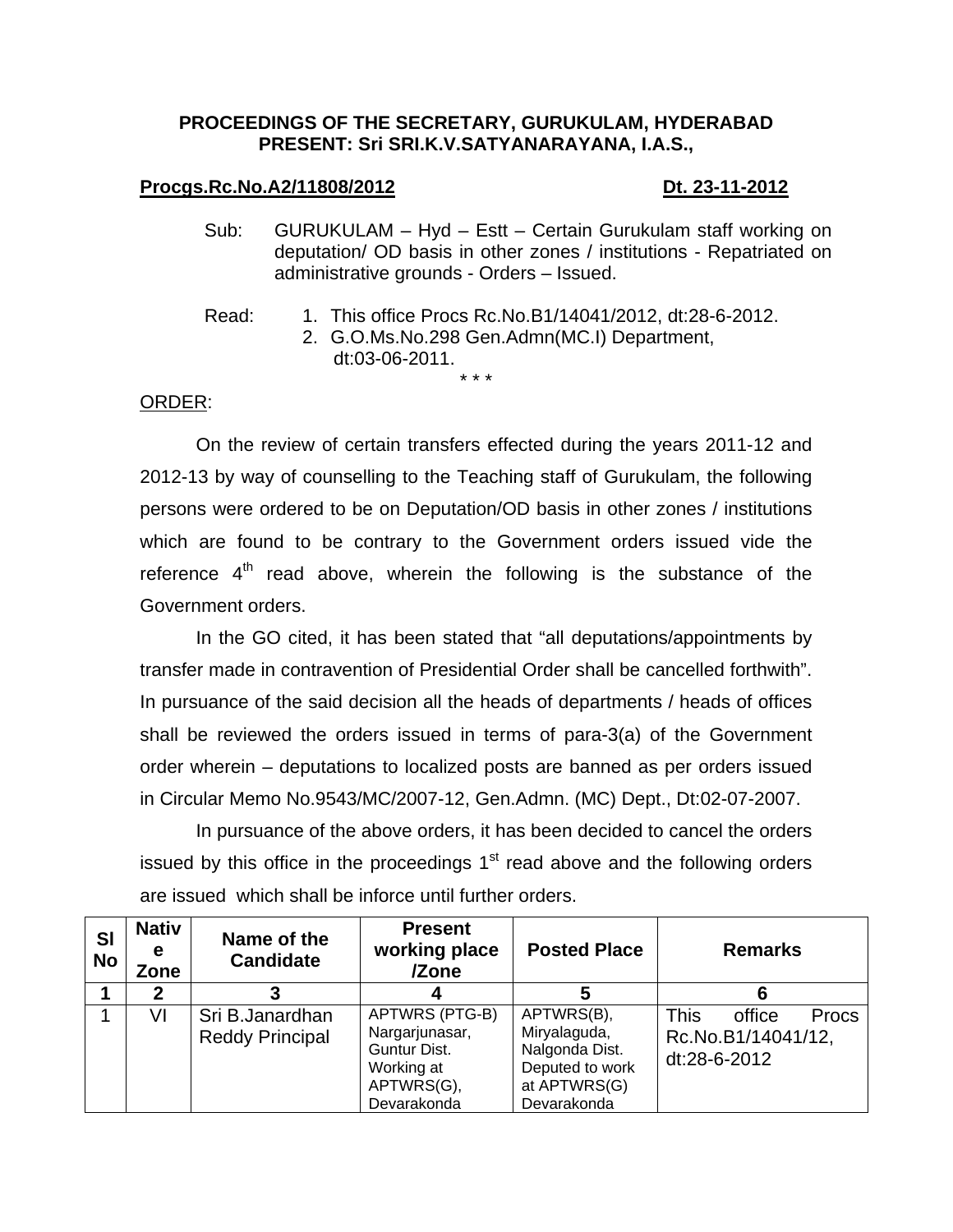**PROCEEDINGS OF THE SECRETARY, GURUKULAM, HYDERABAD**
**PRESENT: Sri SRI.K.V.SATYANARAYANA, I.A.S.,**

**Procgs.Rc.No.A2/11808/2012** **Dt. 23-11-2012**

Sub: GURUKULAM – Hyd – Estt – Certain Gurukulam staff working on deputation/ OD basis in other zones / institutions - Repatriated on administrative grounds - Orders – Issued.

Read:
1. This office Procs Rc.No.B1/14041/2012, dt:28-6-2012.
2. G.O.Ms.No.298 Gen.Admn(MC.I) Department, dt:03-06-2011.

\* \* \*

ORDER:

On the review of certain transfers effected during the years 2011-12 and 2012-13 by way of counselling to the Teaching staff of Gurukulam, the following persons were ordered to be on Deputation/OD basis in other zones / institutions which are found to be contrary to the Government orders issued vide the reference 4th read above, wherein the following is the substance of the Government orders.

In the GO cited, it has been stated that "all deputations/appointments by transfer made in contravention of Presidential Order shall be cancelled forthwith". In pursuance of the said decision all the heads of departments / heads of offices shall be reviewed the orders issued in terms of para-3(a) of the Government order wherein – deputations to localized posts are banned as per orders issued in Circular Memo No.9543/MC/2007-12, Gen.Admn. (MC) Dept., Dt:02-07-2007.

In pursuance of the above orders, it has been decided to cancel the orders issued by this office in the proceedings 1st read above and the following orders are issued which shall be inforce until further orders.

| Sl No | Native Zone | Name of the Candidate | Present working place /Zone | Posted Place | Remarks |
|---|---|---|---|---|---|
| 1 | 2 | 3 | 4 | 5 | 6 |
| 1 | VI | Sri B.Janardhan Reddy Principal | APTWRS (PTG-B) Nargarjunasar, Guntur Dist. Working at APTWRS(G), Devarakonda | APTWRS(B), Miryalaguda, Nalgonda Dist. Deputed to work at APTWRS(G) Devarakonda | This office Procs Rc.No.B1/14041/12, dt:28-6-2012 |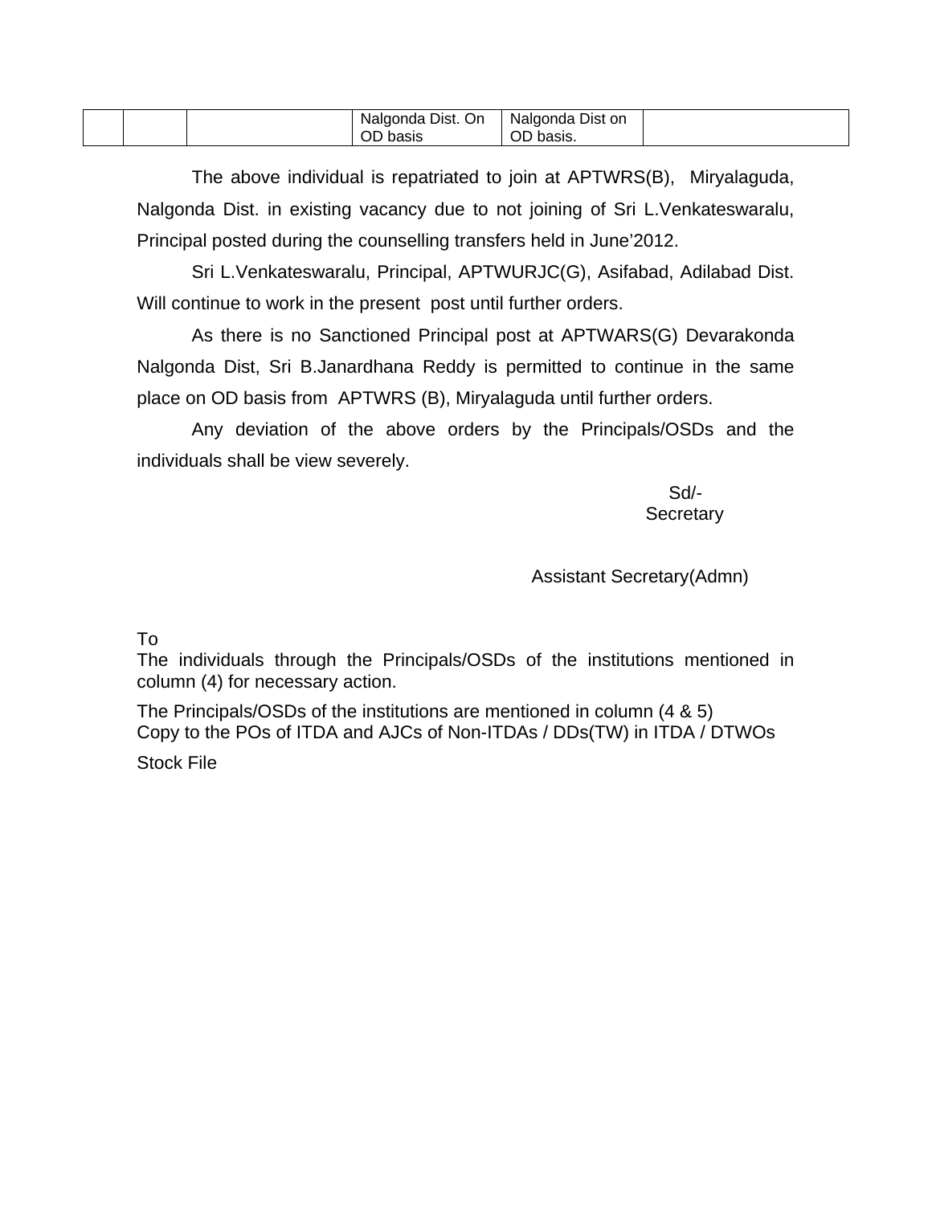|  |  |  | Nalgonda Dist. On OD basis | Nalgonda Dist on OD basis. |  |
|---|---|---|---|---|---|

The above individual is repatriated to join at APTWRS(B), Miryalaguda, Nalgonda Dist. in existing vacancy due to not joining of Sri L.Venkateswaralu, Principal posted during the counselling transfers held in June'2012.

Sri L.Venkateswaralu, Principal, APTWURJC(G), Asifabad, Adilabad Dist. Will continue to work in the present post until further orders.

As there is no Sanctioned Principal post at APTWARS(G) Devarakonda Nalgonda Dist, Sri B.Janardhana Reddy is permitted to continue in the same place on OD basis from APTWRS (B), Miryalaguda until further orders.

Any deviation of the above orders by the Principals/OSDs and the individuals shall be view severely.

Sd/-
Secretary

Assistant Secretary(Admn)

To
The individuals through the Principals/OSDs of the institutions mentioned in column (4) for necessary action.

The Principals/OSDs of the institutions are mentioned in column (4 & 5)
Copy to the POs of ITDA and AJCs of Non-ITDAs / DDs(TW) in ITDA / DTWOs

Stock File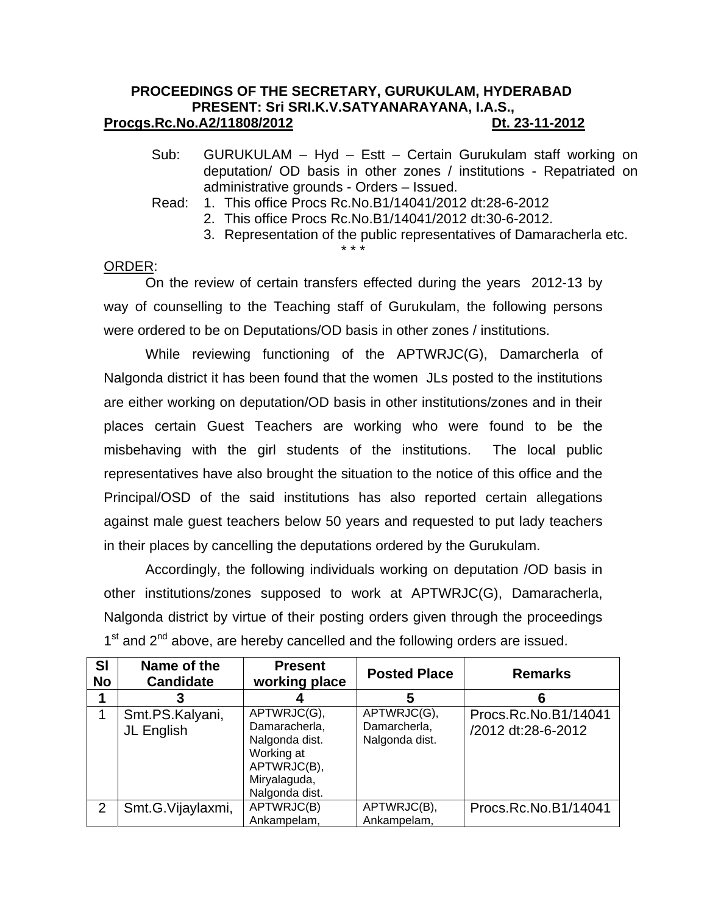**PROCEEDINGS OF THE SECRETARY, GURUKULAM, HYDERABAD**
**PRESENT: Sri SRI.K.V.SATYANARAYANA, I.A.S.,**
**Procgs.Rc.No.A2/11808/2012** **Dt. 23-11-2012**

Sub: GURUKULAM – Hyd – Estt – Certain Gurukulam staff working on deputation/ OD basis in other zones / institutions - Repatriated on administrative grounds - Orders – Issued.

Read:
1. This office Procs Rc.No.B1/14041/2012 dt:28-6-2012
2. This office Procs Rc.No.B1/14041/2012 dt:30-6-2012.
3. Representation of the public representatives of Damaracherla etc.

\* \* \*

ORDER:

On the review of certain transfers effected during the years 2012-13 by way of counselling to the Teaching staff of Gurukulam, the following persons were ordered to be on Deputations/OD basis in other zones / institutions.

While reviewing functioning of the APTWRJC(G), Damarcherla of Nalgonda district it has been found that the women JLs posted to the institutions are either working on deputation/OD basis in other institutions/zones and in their places certain Guest Teachers are working who were found to be the misbehaving with the girl students of the institutions. The local public representatives have also brought the situation to the notice of this office and the Principal/OSD of the said institutions has also reported certain allegations against male guest teachers below 50 years and requested to put lady teachers in their places by cancelling the deputations ordered by the Gurukulam.

Accordingly, the following individuals working on deputation /OD basis in other institutions/zones supposed to work at APTWRJC(G), Damaracherla, Nalgonda district by virtue of their posting orders given through the proceedings 1st and 2nd above, are hereby cancelled and the following orders are issued.

| Sl No | Name of the Candidate | Present working place | Posted Place | Remarks |
|---|---|---|---|---|
| 1 | 3 | 4 | 5 | 6 |
| 1 | Smt.PS.Kalyani, JL English | APTWRJC(G), Damaracherla, Nalgonda dist. Working at APTWRJC(B), Miryalaguda, Nalgonda dist. | APTWRJC(G), Damarcherla, Nalgonda dist. | Procs.Rc.No.B1/14041 /2012 dt:28-6-2012 |
| 2 | Smt.G.Vijaylaxmi, | APTWRJC(B) Ankampelam, | APTWRJC(B), Ankampelam, | Procs.Rc.No.B1/14041 |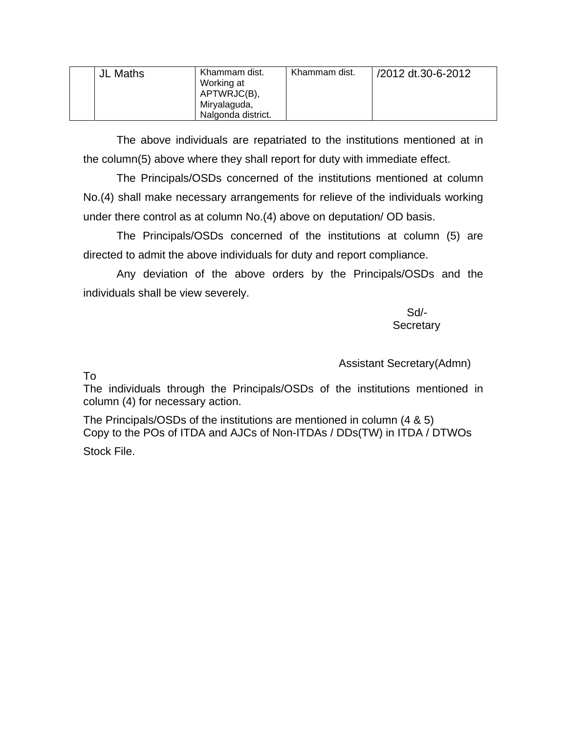| | JL Maths | Khammam dist. Working at APTWRJC(B), Miryalaguda, Nalgonda district. | Khammam dist. | /2012 dt.30-6-2012 |
|---|---|---|---|---|

The above individuals are repatriated to the institutions mentioned at in the column(5) above where they shall report for duty with immediate effect.

The Principals/OSDs concerned of the institutions mentioned at column No.(4) shall make necessary arrangements for relieve of the individuals working under there control as at column No.(4) above on deputation/ OD basis.

The Principals/OSDs concerned of the institutions at column (5) are directed to admit the above individuals for duty and report compliance.

Any deviation of the above orders by the Principals/OSDs and the individuals shall be view severely.

Sd/-
Secretary

Assistant Secretary(Admn)

To
The individuals through the Principals/OSDs of the institutions mentioned in column (4) for necessary action.

The Principals/OSDs of the institutions are mentioned in column (4 & 5)
Copy to the POs of ITDA and AJCs of Non-ITDAs / DDs(TW) in ITDA / DTWOs

Stock File.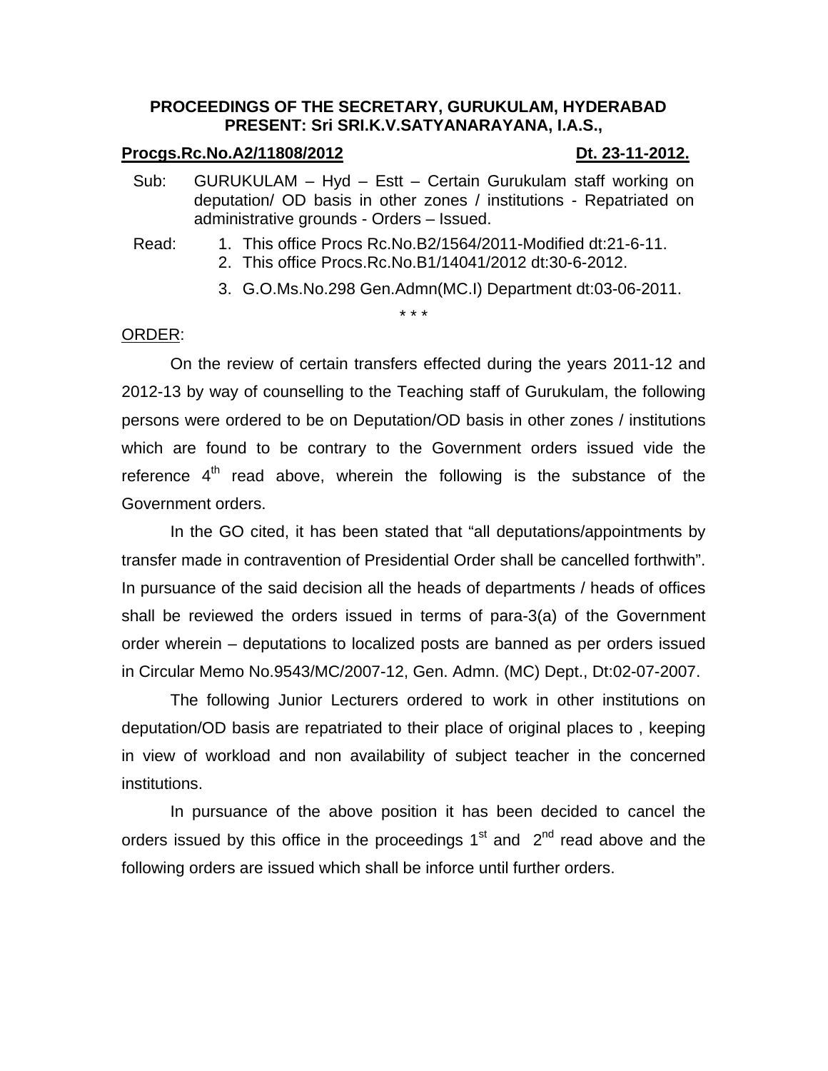**PROCEEDINGS OF THE SECRETARY, GURUKULAM, HYDERABAD**
**PRESENT: Sri SRI.K.V.SATYANARAYANA, I.A.S.,**

**Procgs.Rc.No.A2/11808/2012** **Dt. 23-11-2012.**

Sub: GURUKULAM – Hyd – Estt – Certain Gurukulam staff working on deputation/ OD basis in other zones / institutions - Repatriated on administrative grounds - Orders – Issued.

Read:
1. This office Procs Rc.No.B2/1564/2011-Modified dt:21-6-11.
2. This office Procs.Rc.No.B1/14041/2012 dt:30-6-2012.
3. G.O.Ms.No.298 Gen.Admn(MC.I) Department dt:03-06-2011.

\* \* \*

ORDER:

On the review of certain transfers effected during the years 2011-12 and 2012-13 by way of counselling to the Teaching staff of Gurukulam, the following persons were ordered to be on Deputation/OD basis in other zones / institutions which are found to be contrary to the Government orders issued vide the reference 4th read above, wherein the following is the substance of the Government orders.

In the GO cited, it has been stated that "all deputations/appointments by transfer made in contravention of Presidential Order shall be cancelled forthwith". In pursuance of the said decision all the heads of departments / heads of offices shall be reviewed the orders issued in terms of para-3(a) of the Government order wherein – deputations to localized posts are banned as per orders issued in Circular Memo No.9543/MC/2007-12, Gen. Admn. (MC) Dept., Dt:02-07-2007.

The following Junior Lecturers ordered to work in other institutions on deputation/OD basis are repatriated to their place of original places to , keeping in view of workload and non availability of subject teacher in the concerned institutions.

In pursuance of the above position it has been decided to cancel the orders issued by this office in the proceedings 1st and 2nd read above and the following orders are issued which shall be inforce until further orders.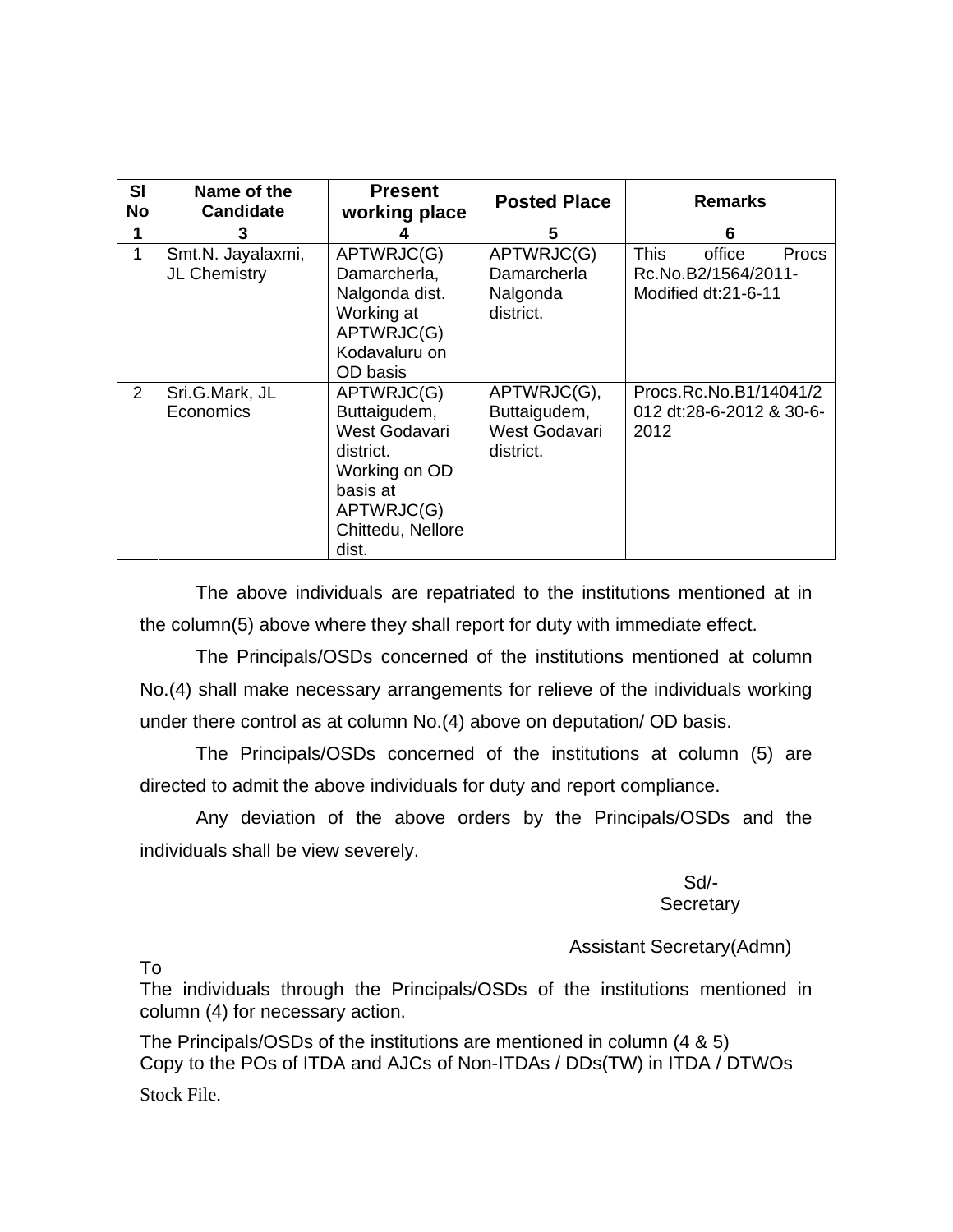| Sl No | Name of the Candidate | Present working place | Posted Place | Remarks |
|---|---|---|---|---|
| 1 | 3 | 4 | 5 | 6 |
| 1 | Smt.N. Jayalaxmi, JL Chemistry | APTWRJC(G) Damarcherla, Nalgonda dist. Working at APTWRJC(G) Kodavaluru on OD basis | APTWRJC(G) Damarcherla Nalgonda district. | This office Procs Rc.No.B2/1564/2011-Modified dt:21-6-11 |
| 2 | Sri.G.Mark, JL Economics | APTWRJC(G) Buttaigudem, West Godavari district. Working on OD basis at APTWRJC(G) Chittedu, Nellore dist. | APTWRJC(G), Buttaigudem, West Godavari district. | Procs.Rc.No.B1/14041/2012 dt:28-6-2012 & 30-6-2012 |

The above individuals are repatriated to the institutions mentioned at in the column(5) above where they shall report for duty with immediate effect.

The Principals/OSDs concerned of the institutions mentioned at column No.(4) shall make necessary arrangements for relieve of the individuals working under there control as at column No.(4) above on deputation/ OD basis.

The Principals/OSDs concerned of the institutions at column (5) are directed to admit the above individuals for duty and report compliance.

Any deviation of the above orders by the Principals/OSDs and the individuals shall be view severely.

Sd/-
Secretary

Assistant Secretary(Admn)

To
The individuals through the Principals/OSDs of the institutions mentioned in column (4) for necessary action.

The Principals/OSDs of the institutions are mentioned in column (4 & 5)
Copy to the POs of ITDA and AJCs of Non-ITDAs / DDs(TW) in ITDA / DTWOs

Stock File.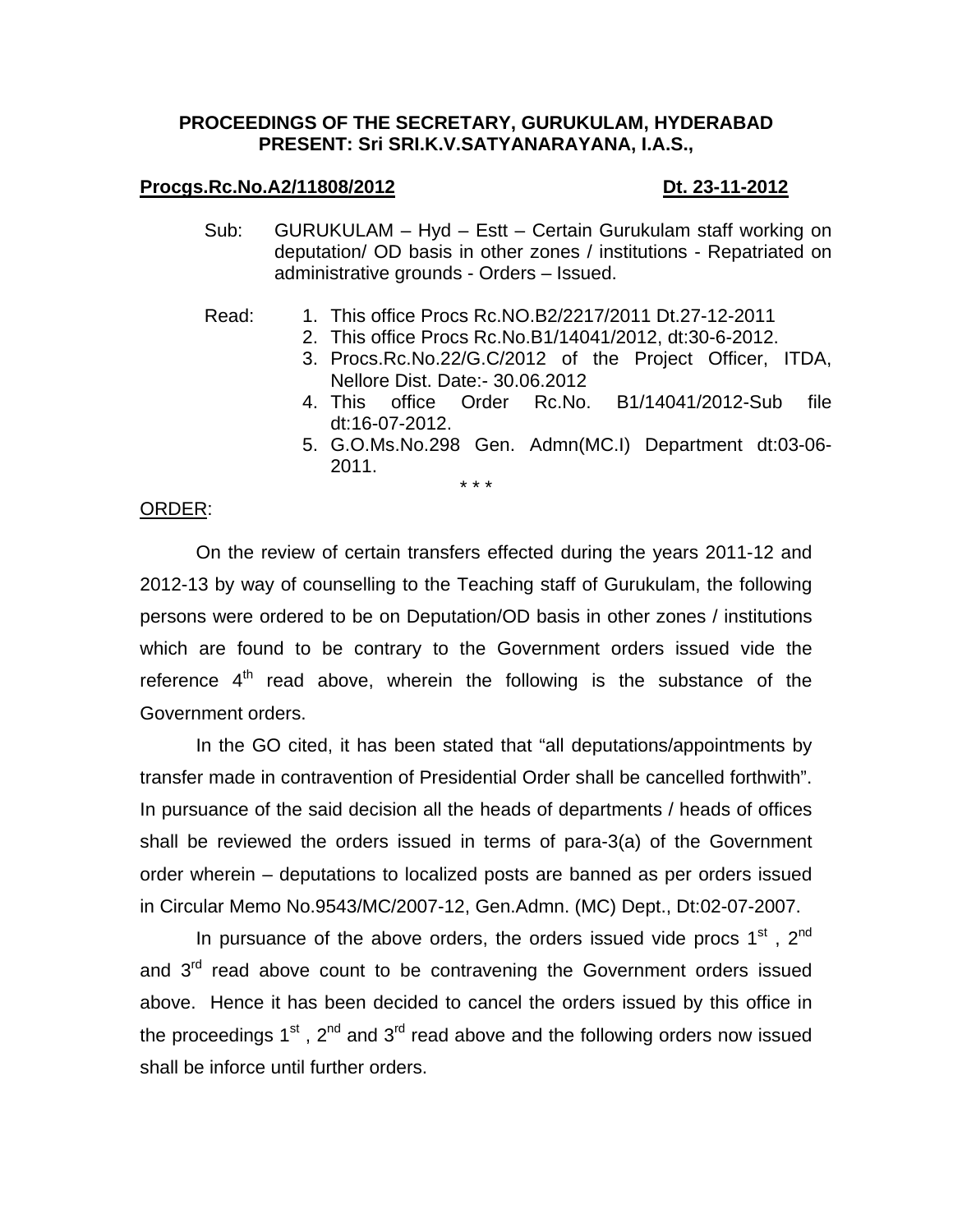**PROCEEDINGS OF THE SECRETARY, GURUKULAM, HYDERABAD**
**PRESENT: Sri SRI.K.V.SATYANARAYANA, I.A.S.,**

**Procgs.Rc.No.A2/11808/2012** **Dt. 23-11-2012**

Sub: GURUKULAM – Hyd – Estt – Certain Gurukulam staff working on deputation/ OD basis in other zones / institutions - Repatriated on administrative grounds - Orders – Issued.

Read:

1. This office Procs Rc.NO.B2/2217/2011 Dt.27-12-2011
2. This office Procs Rc.No.B1/14041/2012, dt:30-6-2012.
3. Procs.Rc.No.22/G.C/2012 of the Project Officer, ITDA, Nellore Dist. Date:- 30.06.2012
4. This office Order Rc.No. B1/14041/2012-Sub file dt:16-07-2012.
5. G.O.Ms.No.298 Gen. Admn(MC.I) Department dt:03-06-2011.

\* \* \*

ORDER:

On the review of certain transfers effected during the years 2011-12 and 2012-13 by way of counselling to the Teaching staff of Gurukulam, the following persons were ordered to be on Deputation/OD basis in other zones / institutions which are found to be contrary to the Government orders issued vide the reference 4th read above, wherein the following is the substance of the Government orders.

In the GO cited, it has been stated that "all deputations/appointments by transfer made in contravention of Presidential Order shall be cancelled forthwith". In pursuance of the said decision all the heads of departments / heads of offices shall be reviewed the orders issued in terms of para-3(a) of the Government order wherein – deputations to localized posts are banned as per orders issued in Circular Memo No.9543/MC/2007-12, Gen.Admn. (MC) Dept., Dt:02-07-2007.

In pursuance of the above orders, the orders issued vide procs 1st , 2nd and 3rd read above count to be contravening the Government orders issued above. Hence it has been decided to cancel the orders issued by this office in the proceedings 1st , 2nd and 3rd read above and the following orders now issued shall be inforce until further orders.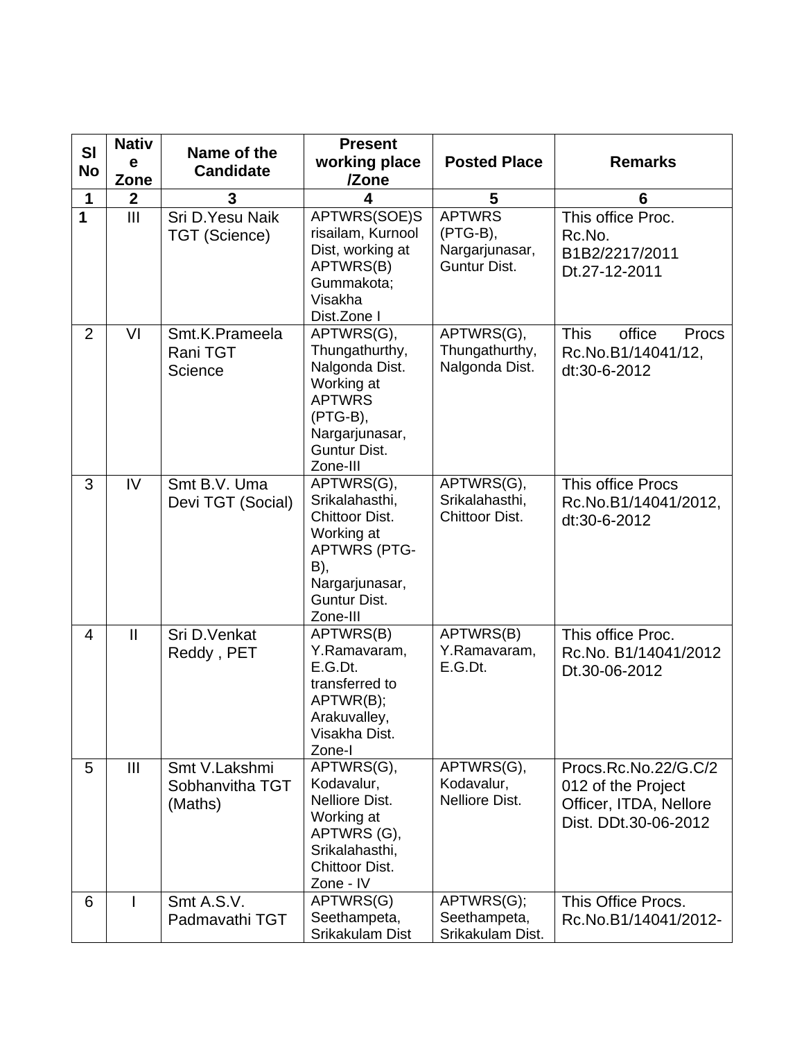| Sl No | Native Zone | Name of the Candidate | Present working place /Zone | Posted Place | Remarks |
| --- | --- | --- | --- | --- | --- |
| 1 | 2 | 3 | 4 | 5 | 6 |
| 1 | III | Sri D.Yesu Naik TGT (Science) | APTWRS(SOE)Srisailam, Kurnool Dist, working at APTWRS(B) Gummakota; Visakha Dist.Zone I | APTWRS (PTG-B), Nargarjunasar, Guntur Dist. | This office Proc. Rc.No. B1B2/2217/2011 Dt.27-12-2011 |
| 2 | VI | Smt.K.Prameela Rani TGT Science | APTWRS(G), Thungathurthy, Nalgonda Dist. Working at APTWRS (PTG-B), Nargarjunasar, Guntur Dist. Zone-III | APTWRS(G), Thungathurthy, Nalgonda Dist. | This office Procs Rc.No.B1/14041/12, dt:30-6-2012 |
| 3 | IV | Smt B.V. Uma Devi TGT (Social) | APTWRS(G), Srikalahasthi, Chittoor Dist. Working at APTWRS (PTG-B), Nargarjunasar, Guntur Dist. Zone-III | APTWRS(G), Srikalahasthi, Chittoor Dist. | This office Procs Rc.No.B1/14041/2012, dt:30-6-2012 |
| 4 | II | Sri D.Venkat Reddy , PET | APTWRS(B) Y.Ramavaram, E.G.Dt. transferred to APTWR(B); Arakuvalley, Visakha Dist. Zone-I | APTWRS(B) Y.Ramavaram, E.G.Dt. | This office Proc. Rc.No. B1/14041/2012 Dt.30-06-2012 |
| 5 | III | Smt V.Lakshmi Sobhanvitha TGT (Maths) | APTWRS(G), Kodavalur, Nelliore Dist. Working at APTWRS (G), Srikalahasthi, Chittoor Dist. Zone - IV | APTWRS(G), Kodavalur, Nelliore Dist. | Procs.Rc.No.22/G.C/2012 of the Project Officer, ITDA, Nellore Dist. DDt.30-06-2012 |
| 6 | I | Smt A.S.V. Padmavathi TGT | APTWRS(G) Seethampeta, Srikakulam Dist | APTWRS(G); Seethampeta, Srikakulam Dist. | This Office Procs. Rc.No.B1/14041/2012- |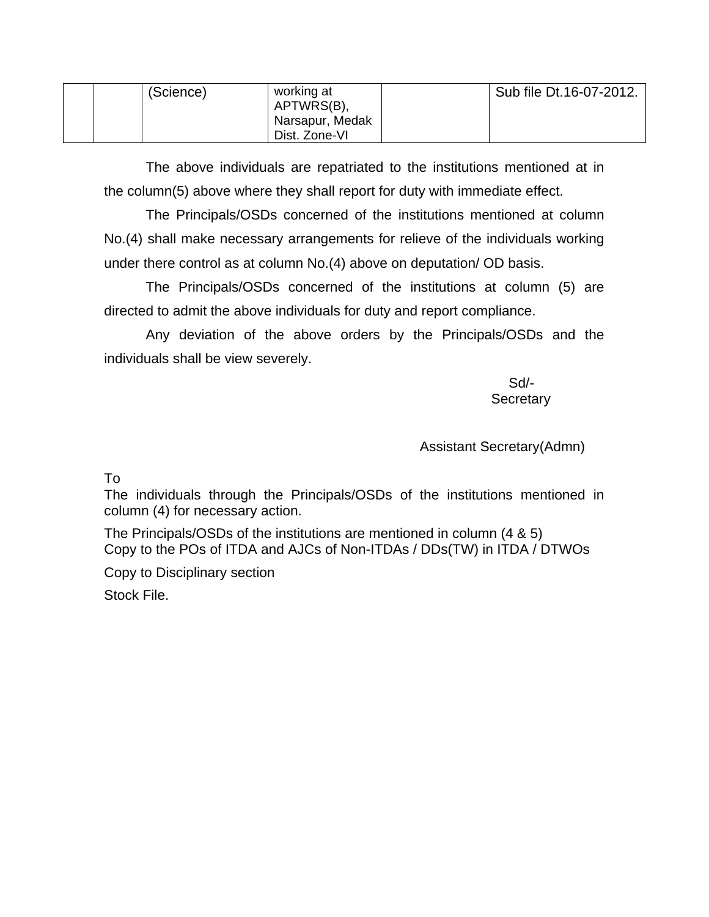| | | | | | |
|---|---|---|---|---|---|
| | | (Science) | working at APTWRS(B), Narsapur, Medak Dist. Zone-VI | | Sub file Dt.16-07-2012. |

The above individuals are repatriated to the institutions mentioned at in the column(5) above where they shall report for duty with immediate effect.

The Principals/OSDs concerned of the institutions mentioned at column No.(4) shall make necessary arrangements for relieve of the individuals working under there control as at column No.(4) above on deputation/ OD basis.

The Principals/OSDs concerned of the institutions at column (5) are directed to admit the above individuals for duty and report compliance.

Any deviation of the above orders by the Principals/OSDs and the individuals shall be view severely.

Sd/-
Secretary

Assistant Secretary(Admn)

To
The individuals through the Principals/OSDs of the institutions mentioned in column (4) for necessary action.

The Principals/OSDs of the institutions are mentioned in column (4 & 5)
Copy to the POs of ITDA and AJCs of Non-ITDAs / DDs(TW) in ITDA / DTWOs

Copy to Disciplinary section

Stock File.